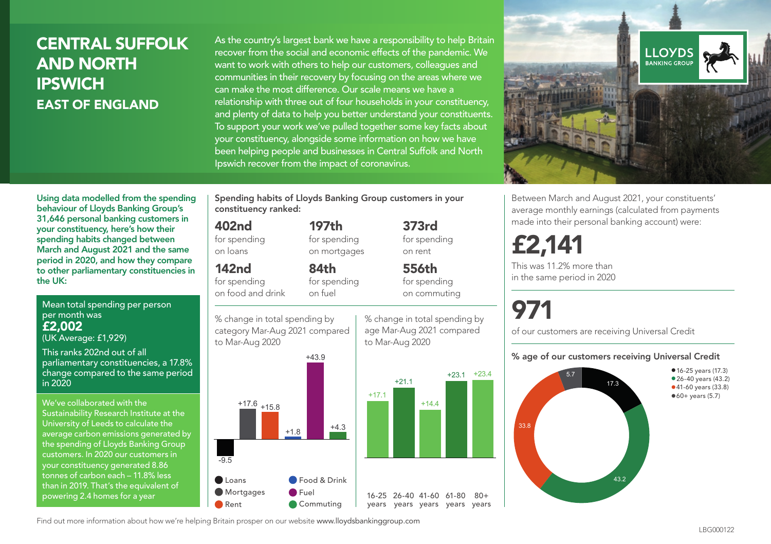# CENTRAL SUFFOLK AND NORTH IPSWICH

## EAST OF ENGLAND

As the country's largest bank we have a responsibility to help Britain recover from the social and economic effects of the pandemic. We want to work with others to help our customers, colleagues and communities in their recovery by focusing on the areas where we can make the most difference. Our scale means we have a relationship with three out of four households in your constituency, and plenty of data to help you better understand your constituents. To support your work we've pulled together some key facts about your constituency, alongside some information on how we have been helping people and businesses in Central Suffolk and North Ipswich recover from the impact of coronavirus.

LLOYDS BANKING GROUP

**Using data modelled from the spending behaviour of Lloyds Banking Group's 31,646 personal banking customers in your constituency, here's how their spending habits changed between March and August 2021 and the same period in 2020, and how they compare to other parliamentary constituencies in the UK:**

Mean total spending per person per month was
**£2,002**
(UK Average: £1,929)

This ranks 202nd out of all parliamentary constituencies, a 17.8% change compared to the same period in 2020

We've collaborated with the Sustainability Research Institute at the University of Leeds to calculate the average carbon emissions generated by the spending of Lloyds Banking Group customers. In 2020 our customers in your constituency generated 8.86 tonnes of carbon each – 11.8% less than in 2019. That's the equivalent of powering 2.4 homes for a year

**Spending habits of Lloyds Banking Group customers in your constituency ranked:**

| | | |
|---|---|---|
| **402nd** for spending on loans | **197th** for spending on mortgages | **373rd** for spending on rent |
| **142nd** for spending on food and drink | **84th** for spending on fuel | **556th** for spending on commuting |

% change in total spending by category Mar-Aug 2021 compared to Mar-Aug 2020

| Category | % change |
|---|---|
| Loans | -9.5 |
| Mortgages | +17.6 |
| Rent | +15.8 |
| Food & Drink | +1.8 |
| Fuel | +43.9 |
| Commuting | +4.3 |

% change in total spending by age Mar-Aug 2021 compared to Mar-Aug 2020

| Age | % change |
|---|---|
| 16-25 years | +17.1 |
| 26-40 years | +21.1 |
| 41-60 years | +14.4 |
| 61-80 years | +23.1 |
| 80+ years | +23.4 |

Between March and August 2021, your constituents' average monthly earnings (calculated from payments made into their personal banking account) were:

**£2,141**

This was 11.2% more than in the same period in 2020

**971**

of our customers are receiving Universal Credit

**% age of our customers receiving Universal Credit**

- 16-25 years (17.3)
- 26-40 years (43.2)
- 41-60 years (33.8)
- 60+ years (5.7)

Find out more information about how we're helping Britain prosper on our website www.lloydsbankinggroup.com

LBG000122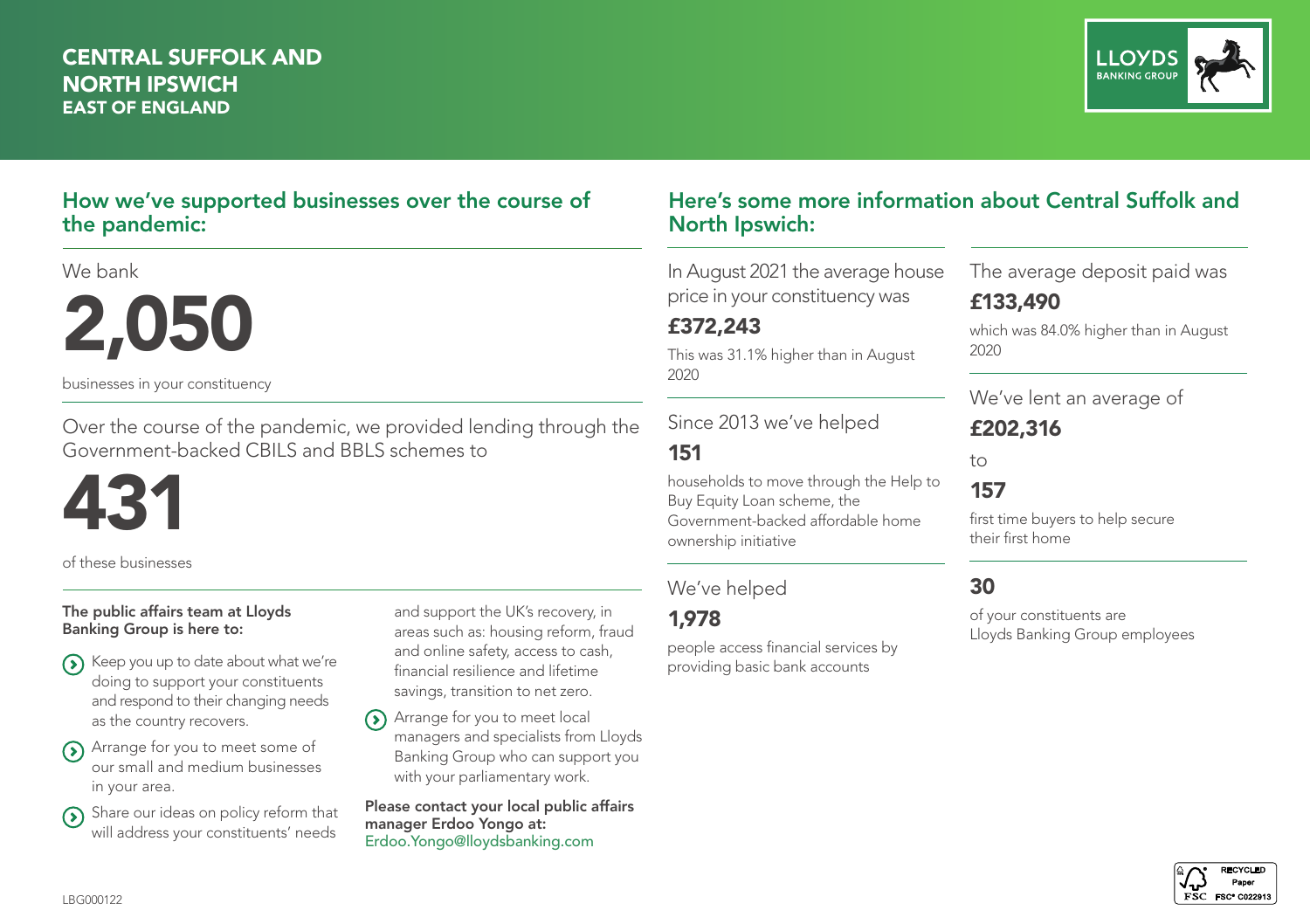# CENTRAL SUFFOLK AND NORTH IPSWICH
## EAST OF ENGLAND

LLOYDS BANKING GROUP

## How we've supported businesses over the course of the pandemic:

We bank

**2,050**

businesses in your constituency

Over the course of the pandemic, we provided lending through the Government-backed CBILS and BBLS schemes to

**431**

of these businesses

**The public affairs team at Lloyds Banking Group is here to:**

- Keep you up to date about what we're doing to support your constituents and respond to their changing needs as the country recovers.
- Arrange for you to meet some of our small and medium businesses in your area.
- Share our ideas on policy reform that will address your constituents' needs and support the UK's recovery, in areas such as: housing reform, fraud and online safety, access to cash, financial resilience and lifetime savings, transition to net zero.
- Arrange for you to meet local managers and specialists from Lloyds Banking Group who can support you with your parliamentary work.

**Please contact your local public affairs manager Erdoo Yongo at:**
Erdoo.Yongo@lloydsbanking.com

## Here's some more information about Central Suffolk and North Ipswich:

In August 2021 the average house price in your constituency was

**£372,243**

This was 31.1% higher than in August 2020

Since 2013 we've helped

**151**

households to move through the Help to Buy Equity Loan scheme, the Government-backed affordable home ownership initiative

We've helped

**1,978**

people access financial services by providing basic bank accounts

The average deposit paid was

**£133,490**

which was 84.0% higher than in August 2020

We've lent an average of

**£202,316**

to

**157**

first time buyers to help secure their first home

**30**

of your constituents are Lloyds Banking Group employees

LBG000122